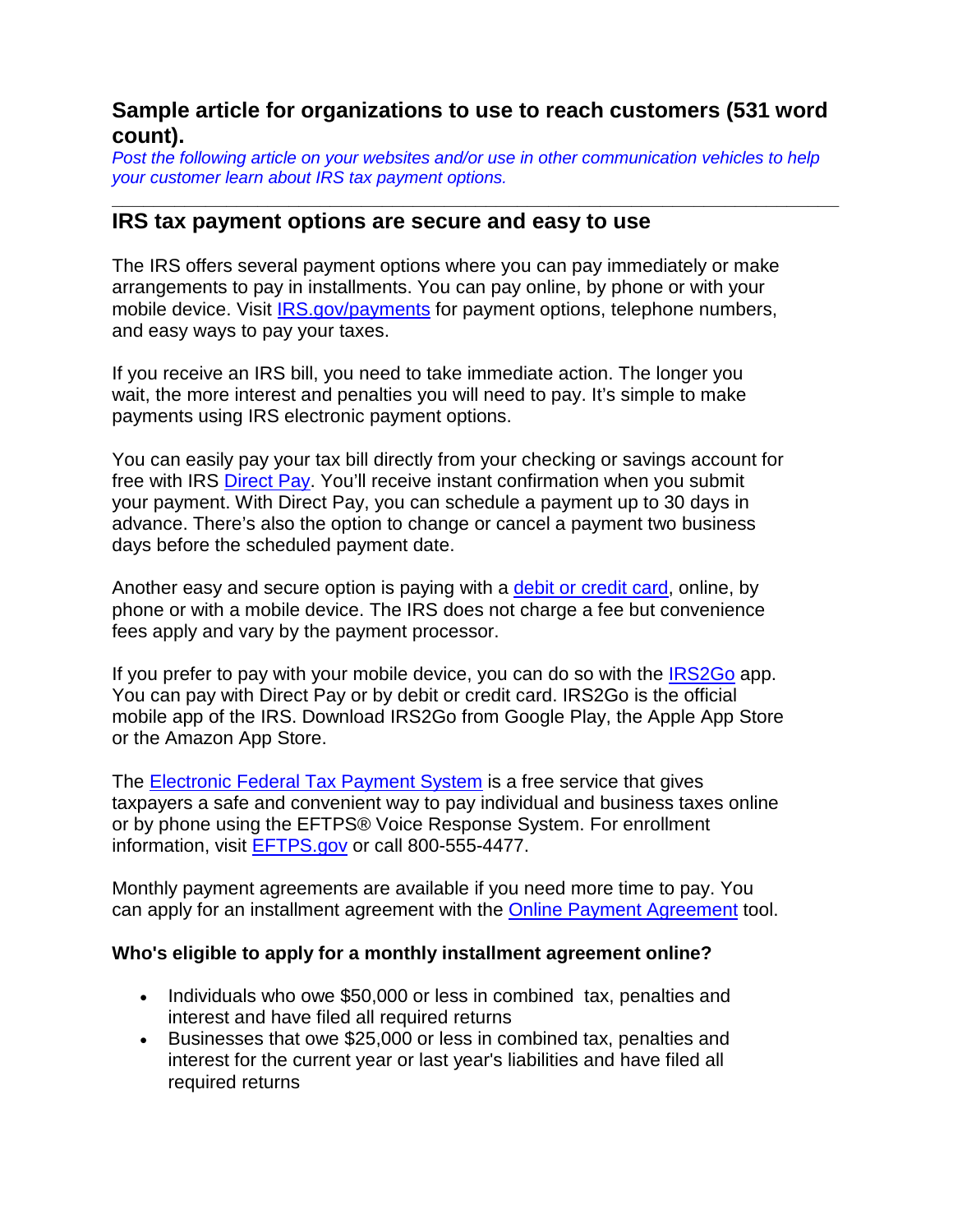## Sample article for organizations to use to reach customers (531 word count).

*Post the following article on your websites and/or use in other communication vehicles to help your customer learn about IRS tax payment options.*

---

## IRS tax payment options are secure and easy to use

The IRS offers several payment options where you can pay immediately or make arrangements to pay in installments. You can pay online, by phone or with your mobile device. Visit [IRS.gov/payments](IRS.gov/payments) for payment options, telephone numbers, and easy ways to pay your taxes.

If you receive an IRS bill, you need to take immediate action. The longer you wait, the more interest and penalties you will need to pay. It's simple to make payments using IRS electronic payment options.

You can easily pay your tax bill directly from your checking or savings account for free with IRS Direct Pay. You'll receive instant confirmation when you submit your payment. With Direct Pay, you can schedule a payment up to 30 days in advance. There's also the option to change or cancel a payment two business days before the scheduled payment date.

Another easy and secure option is paying with a debit or credit card, online, by phone or with a mobile device. The IRS does not charge a fee but convenience fees apply and vary by the payment processor.

If you prefer to pay with your mobile device, you can do so with the IRS2Go app. You can pay with Direct Pay or by debit or credit card. IRS2Go is the official mobile app of the IRS. Download IRS2Go from Google Play, the Apple App Store or the Amazon App Store.

The Electronic Federal Tax Payment System is a free service that gives taxpayers a safe and convenient way to pay individual and business taxes online or by phone using the EFTPS® Voice Response System. For enrollment information, visit EFTPS.gov or call 800-555-4477.

Monthly payment agreements are available if you need more time to pay. You can apply for an installment agreement with the Online Payment Agreement tool.

### Who's eligible to apply for a monthly installment agreement online?

- Individuals who owe $50,000 or less in combined tax, penalties and interest and have filed all required returns
- Businesses that owe $25,000 or less in combined tax, penalties and interest for the current year or last year's liabilities and have filed all required returns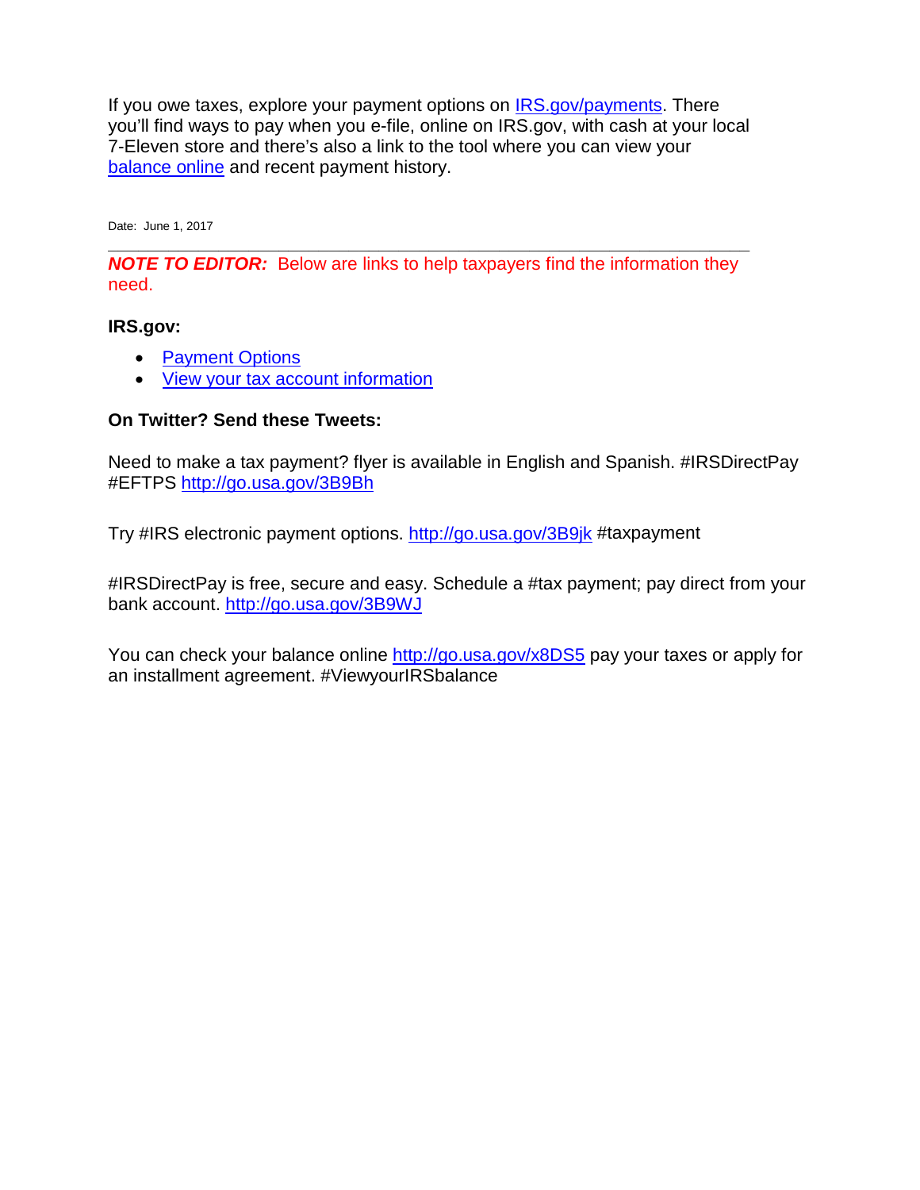If you owe taxes, explore your payment options on [IRS.gov/payments](). There you'll find ways to pay when you e-file, online on IRS.gov, with cash at your local 7-Eleven store and there's also a link to the tool where you can view your [balance online]() and recent payment history.

Date: June 1, 2017

---

***NOTE TO EDITOR:*** Below are links to help taxpayers find the information they need.

**IRS.gov:**

- Payment Options
- View your tax account information

**On Twitter? Send these Tweets:**

Need to make a tax payment? flyer is available in English and Spanish. #IRSDirectPay #EFTPS http://go.usa.gov/3B9Bh

Try #IRS electronic payment options. http://go.usa.gov/3B9jk #taxpayment

#IRSDirectPay is free, secure and easy. Schedule a #tax payment; pay direct from your bank account. http://go.usa.gov/3B9WJ

You can check your balance online http://go.usa.gov/x8DS5 pay your taxes or apply for an installment agreement. #ViewyourIRSbalance